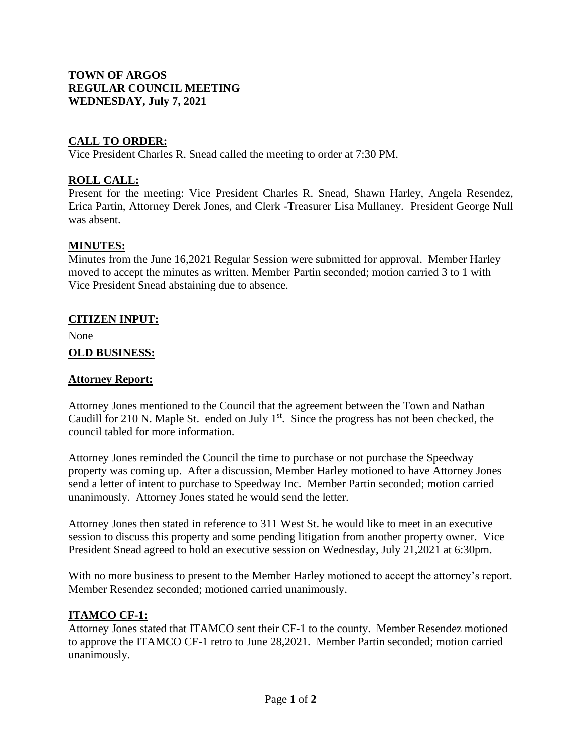**TOWN OF ARGOS**
**REGULAR COUNCIL MEETING**
**WEDNESDAY, July 7, 2021**

## CALL TO ORDER:

Vice President Charles R. Snead called the meeting to order at 7:30 PM.

## ROLL CALL:

Present for the meeting: Vice President Charles R. Snead, Shawn Harley, Angela Resendez, Erica Partin, Attorney Derek Jones, and Clerk -Treasurer Lisa Mullaney. President George Null was absent.

## MINUTES:

Minutes from the June 16,2021 Regular Session were submitted for approval. Member Harley moved to accept the minutes as written. Member Partin seconded; motion carried 3 to 1 with Vice President Snead abstaining due to absence.

## CITIZEN INPUT:

None

## OLD BUSINESS:

## Attorney Report:

Attorney Jones mentioned to the Council that the agreement between the Town and Nathan Caudill for 210 N. Maple St. ended on July 1st. Since the progress has not been checked, the council tabled for more information.

Attorney Jones reminded the Council the time to purchase or not purchase the Speedway property was coming up. After a discussion, Member Harley motioned to have Attorney Jones send a letter of intent to purchase to Speedway Inc. Member Partin seconded; motion carried unanimously. Attorney Jones stated he would send the letter.

Attorney Jones then stated in reference to 311 West St. he would like to meet in an executive session to discuss this property and some pending litigation from another property owner. Vice President Snead agreed to hold an executive session on Wednesday, July 21,2021 at 6:30pm.

With no more business to present to the Member Harley motioned to accept the attorney's report. Member Resendez seconded; motioned carried unanimously.

## ITAMCO CF-1:

Attorney Jones stated that ITAMCO sent their CF-1 to the county. Member Resendez motioned to approve the ITAMCO CF-1 retro to June 28,2021. Member Partin seconded; motion carried unanimously.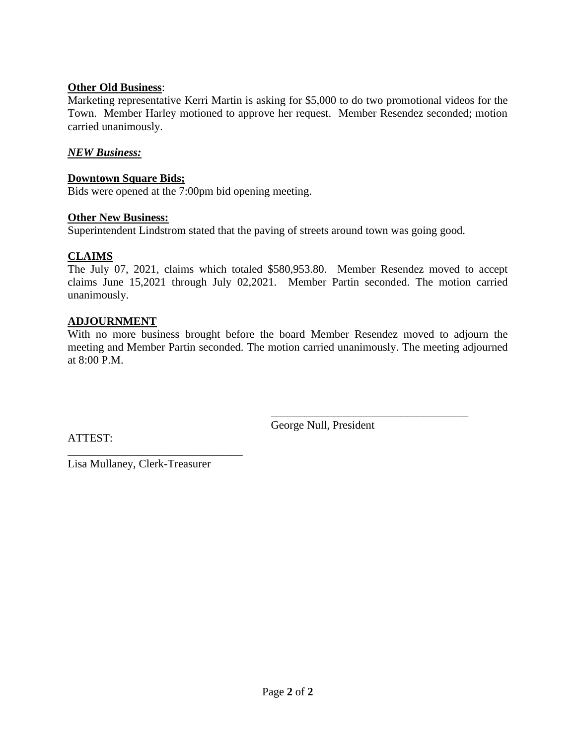**Other Old Business**:

Marketing representative Kerri Martin is asking for $5,000 to do two promotional videos for the Town. Member Harley motioned to approve her request. Member Resendez seconded; motion carried unanimously.

***NEW Business:***

**Downtown Square Bids;**

Bids were opened at the 7:00pm bid opening meeting.

**Other New Business:**

Superintendent Lindstrom stated that the paving of streets around town was going good.

**CLAIMS**

The July 07, 2021, claims which totaled $580,953.80. Member Resendez moved to accept claims June 15,2021 through July 02,2021. Member Partin seconded. The motion carried unanimously.

**ADJOURNMENT**

With no more business brought before the board Member Resendez moved to adjourn the meeting and Member Partin seconded. The motion carried unanimously. The meeting adjourned at 8:00 P.M.

\_\_\_\_\_\_\_\_\_\_\_\_\_\_\_\_\_\_\_\_\_\_\_\_\_\_\_\_\_\_\_\_\_\_\_

George Null, President

ATTEST:

\_\_\_\_\_\_\_\_\_\_\_\_\_\_\_\_\_\_\_\_\_\_\_\_\_\_\_\_\_\_\_

Lisa Mullaney, Clerk-Treasurer